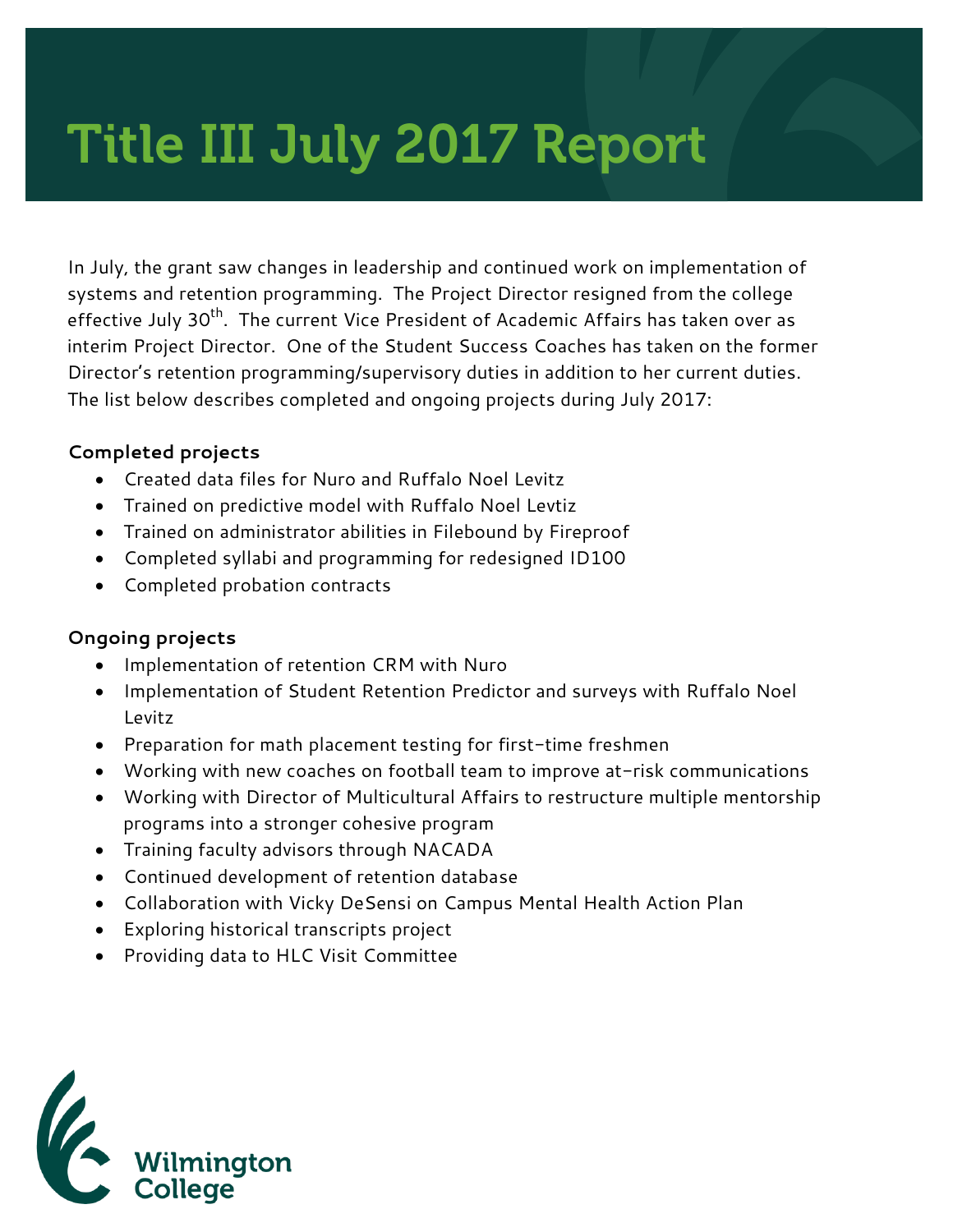# Title III July 2017 Report

In July, the grant saw changes in leadership and continued work on implementation of systems and retention programming. The Project Director resigned from the college effective July 30th. The current Vice President of Academic Affairs has taken over as interim Project Director. One of the Student Success Coaches has taken on the former Director's retention programming/supervisory duties in addition to her current duties. The list below describes completed and ongoing projects during July 2017:

**Completed projects**

- Created data files for Nuro and Ruffalo Noel Levitz
- Trained on predictive model with Ruffalo Noel Levtiz
- Trained on administrator abilities in Filebound by Fireproof
- Completed syllabi and programming for redesigned ID100
- Completed probation contracts

**Ongoing projects**

- Implementation of retention CRM with Nuro
- Implementation of Student Retention Predictor and surveys with Ruffalo Noel Levitz
- Preparation for math placement testing for first-time freshmen
- Working with new coaches on football team to improve at-risk communications
- Working with Director of Multicultural Affairs to restructure multiple mentorship programs into a stronger cohesive program
- Training faculty advisors through NACADA
- Continued development of retention database
- Collaboration with Vicky DeSensi on Campus Mental Health Action Plan
- Exploring historical transcripts project
- Providing data to HLC Visit Committee

Wilmington College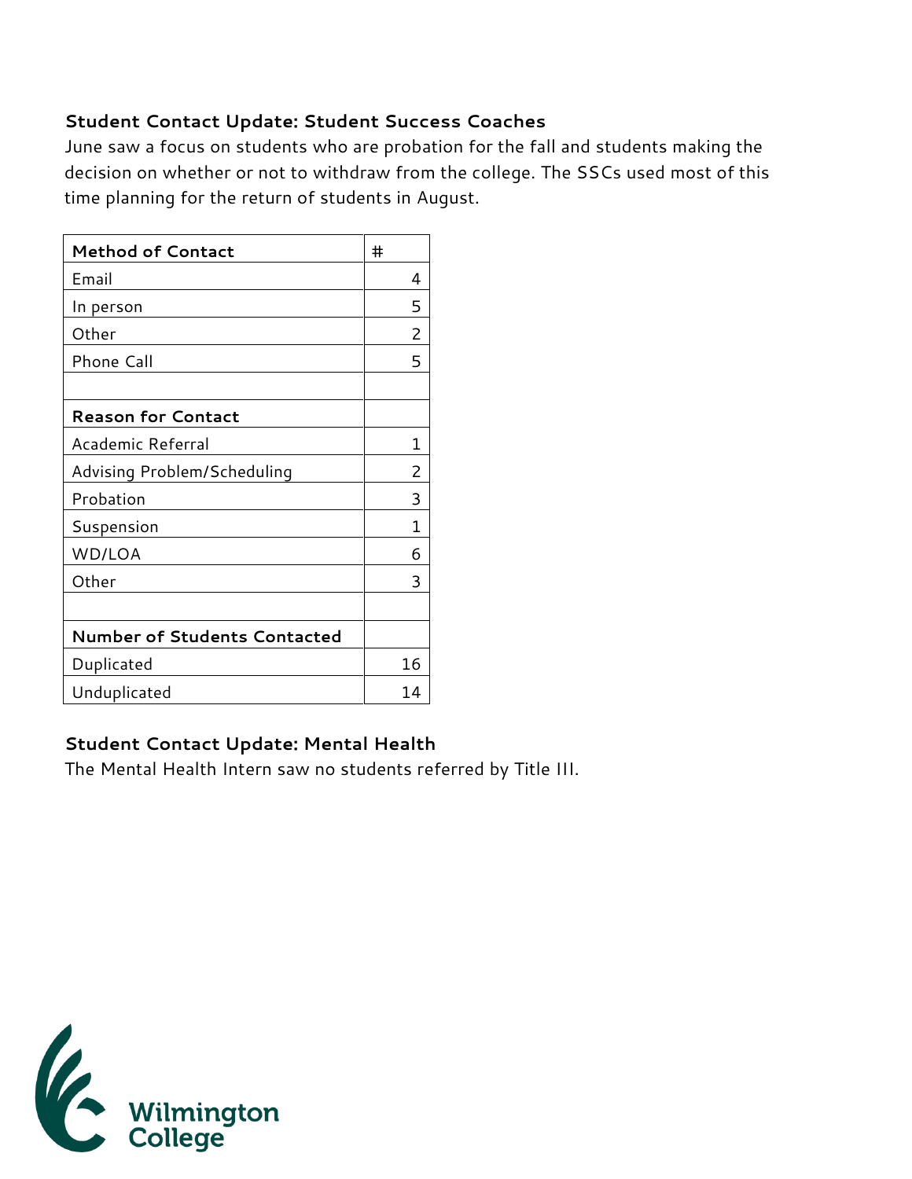### Student Contact Update: Student Success Coaches

June saw a focus on students who are probation for the fall and students making the decision on whether or not to withdraw from the college. The SSCs used most of this time planning for the return of students in August.

| **Method of Contact** | # |
|---|---|
| Email | 4 |
| In person | 5 |
| Other | 2 |
| Phone Call | 5 |
| | |
| **Reason for Contact** | |
| Academic Referral | 1 |
| Advising Problem/Scheduling | 2 |
| Probation | 3 |
| Suspension | 1 |
| WD/LOA | 6 |
| Other | 3 |
| | |
| **Number of Students Contacted** | |
| Duplicated | 16 |
| Unduplicated | 14 |

### Student Contact Update: Mental Health

The Mental Health Intern saw no students referred by Title III.

Wilmington College